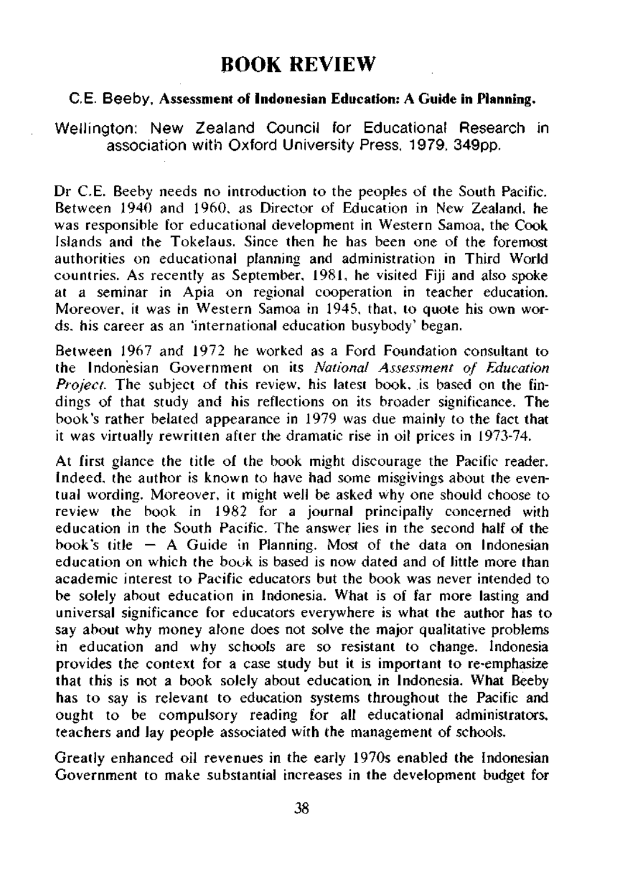# BOOK REVIEW

C.E. Beeby, **Assessment of Indonesian Education: A Guide in Planning.**

Wellington: New Zealand Council for Educational Research in association with Oxford University Press, 1979, 349pp.

Dr C.E. Beeby needs no introduction to the peoples of the South Pacific. Between 1940 and 1960, as Director of Education in New Zealand, he was responsible for educational development in Western Samoa, the Cook Islands and the Tokelaus. Since then he has been one of the foremost authorities on educational planning and administration in Third World countries. As recently as September, 1981, he visited Fiji and also spoke at a seminar in Apia on regional cooperation in teacher education. Moreover, it was in Western Samoa in 1945, that, to quote his own words, his career as an 'international education busybody' began.

Between 1967 and 1972 he worked as a Ford Foundation consultant to the Indonesian Government on its *National Assessment of Education Project*. The subject of this review, his latest book, is based on the findings of that study and his reflections on its broader significance. The book's rather belated appearance in 1979 was due mainly to the fact that it was virtually rewritten after the dramatic rise in oil prices in 1973-74.

At first glance the title of the book might discourage the Pacific reader. Indeed, the author is known to have had some misgivings about the eventual wording. Moreover, it might well be asked why one should choose to review the book in 1982 for a journal principally concerned with education in the South Pacific. The answer lies in the second half of the book's title — A Guide in Planning. Most of the data on Indonesian education on which the book is based is now dated and of little more than academic interest to Pacific educators but the book was never intended to be solely about education in Indonesia. What is of far more lasting and universal significance for educators everywhere is what the author has to say about why money alone does not solve the major qualitative problems in education and why schools are so resistant to change. Indonesia provides the context for a case study but it is important to re-emphasize that this is not a book solely about education in Indonesia. What Beeby has to say is relevant to education systems throughout the Pacific and ought to be compulsory reading for all educational administrators, teachers and lay people associated with the management of schools.

Greatly enhanced oil revenues in the early 1970s enabled the Indonesian Government to make substantial increases in the development budget for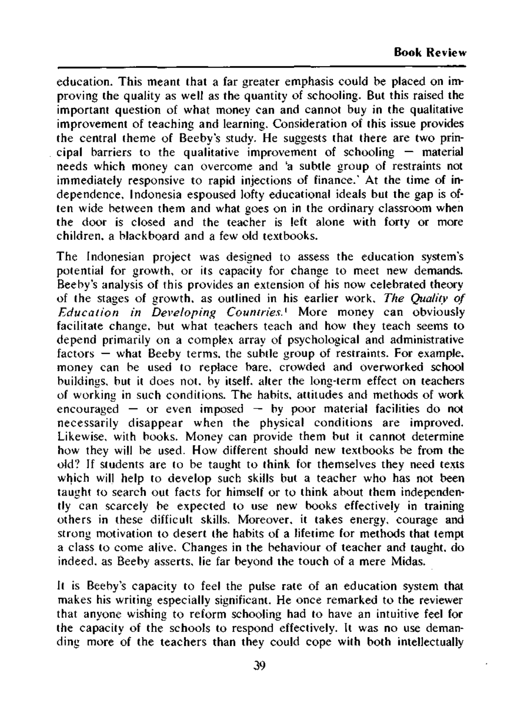education. This meant that a far greater emphasis could be placed on improving the quality as well as the quantity of schooling. But this raised the important question of what money can and cannot buy in the qualitative improvement of teaching and learning. Consideration of this issue provides the central theme of Beeby's study. He suggests that there are two principal barriers to the qualitative improvement of schooling — material needs which money can overcome and 'a subtle group of restraints not immediately responsive to rapid injections of finance.' At the time of independence, Indonesia espoused lofty educational ideals but the gap is often wide between them and what goes on in the ordinary classroom when the door is closed and the teacher is left alone with forty or more children, a blackboard and a few old textbooks.

The Indonesian project was designed to assess the education system's potential for growth, or its capacity for change to meet new demands. Beeby's analysis of this provides an extension of his now celebrated theory of the stages of growth, as outlined in his earlier work, *The Quality of Education in Developing Countries.*[1] More money can obviously facilitate change, but what teachers teach and how they teach seems to depend primarily on a complex array of psychological and administrative factors — what Beeby terms, the subtle group of restraints. For example, money can be used to replace bare, crowded and overworked school buildings, but it does not, by itself, alter the long-term effect on teachers of working in such conditions. The habits, attitudes and methods of work encouraged — or even imposed — by poor material facilities do not necessarily disappear when the physical conditions are improved. Likewise, with books. Money can provide them but it cannot determine how they will be used. How different should new textbooks be from the old? If students are to be taught to think for themselves they need texts which will help to develop such skills but a teacher who has not been taught to search out facts for himself or to think about them independently can scarcely be expected to use new books effectively in training others in these difficult skills. Moreover, it takes energy, courage and strong motivation to desert the habits of a lifetime for methods that tempt a class to come alive. Changes in the behaviour of teacher and taught, do indeed, as Beeby asserts, lie far beyond the touch of a mere Midas.

It is Beeby's capacity to feel the pulse rate of an education system that makes his writing especially significant. He once remarked to the reviewer that anyone wishing to reform schooling had to have an intuitive feel for the capacity of the schools to respond effectively. It was no use demanding more of the teachers than they could cope with both intellectually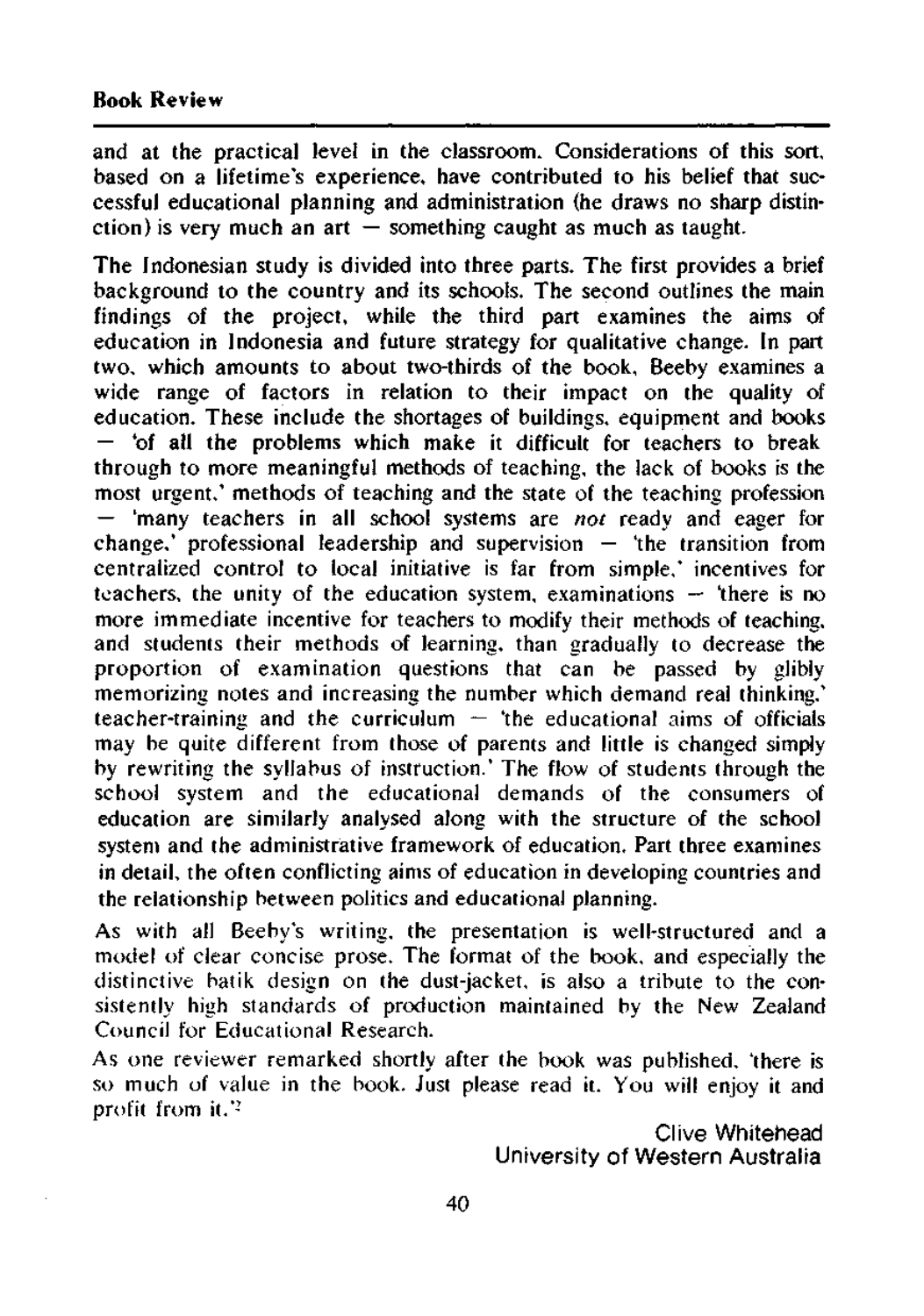and at the practical level in the classroom. Considerations of this sort, based on a lifetime's experience, have contributed to his belief that successful educational planning and administration (he draws no sharp distinction) is very much an art — something caught as much as taught.

The Indonesian study is divided into three parts. The first provides a brief background to the country and its schools. The second outlines the main findings of the project, while the third part examines the aims of education in Indonesia and future strategy for qualitative change. In part two, which amounts to about two-thirds of the book, Beeby examines a wide range of factors in relation to their impact on the quality of education. These include the shortages of buildings, equipment and books — 'of all the problems which make it difficult for teachers to break through to more meaningful methods of teaching, the lack of books is the most urgent,' methods of teaching and the state of the teaching profession — 'many teachers in all school systems are *not* ready and eager for change,' professional leadership and supervision — 'the transition from centralized control to local initiative is far from simple,' incentives for teachers, the unity of the education system, examinations — 'there is no more immediate incentive for teachers to modify their methods of teaching, and students their methods of learning, than gradually to decrease the proportion of examination questions that can be passed by glibly memorizing notes and increasing the number which demand real thinking,' teacher-training and the curriculum — 'the educational aims of officials may be quite different from those of parents and little is changed simply by rewriting the syllabus of instruction.' The flow of students through the school system and the educational demands of the consumers of education are similarly analysed along with the structure of the school system and the administrative framework of education. Part three examines in detail, the often conflicting aims of education in developing countries and the relationship between politics and educational planning.

As with all Beeby's writing, the presentation is well-structured and a model of clear concise prose. The format of the book, and especially the distinctive batik design on the dust-jacket, is also a tribute to the consistently high standards of production maintained by the New Zealand Council for Educational Research.

As one reviewer remarked shortly after the book was published, 'there is so much of value in the book. Just please read it. You will enjoy it and profit from it.'[2]

Clive Whitehead
University of Western Australia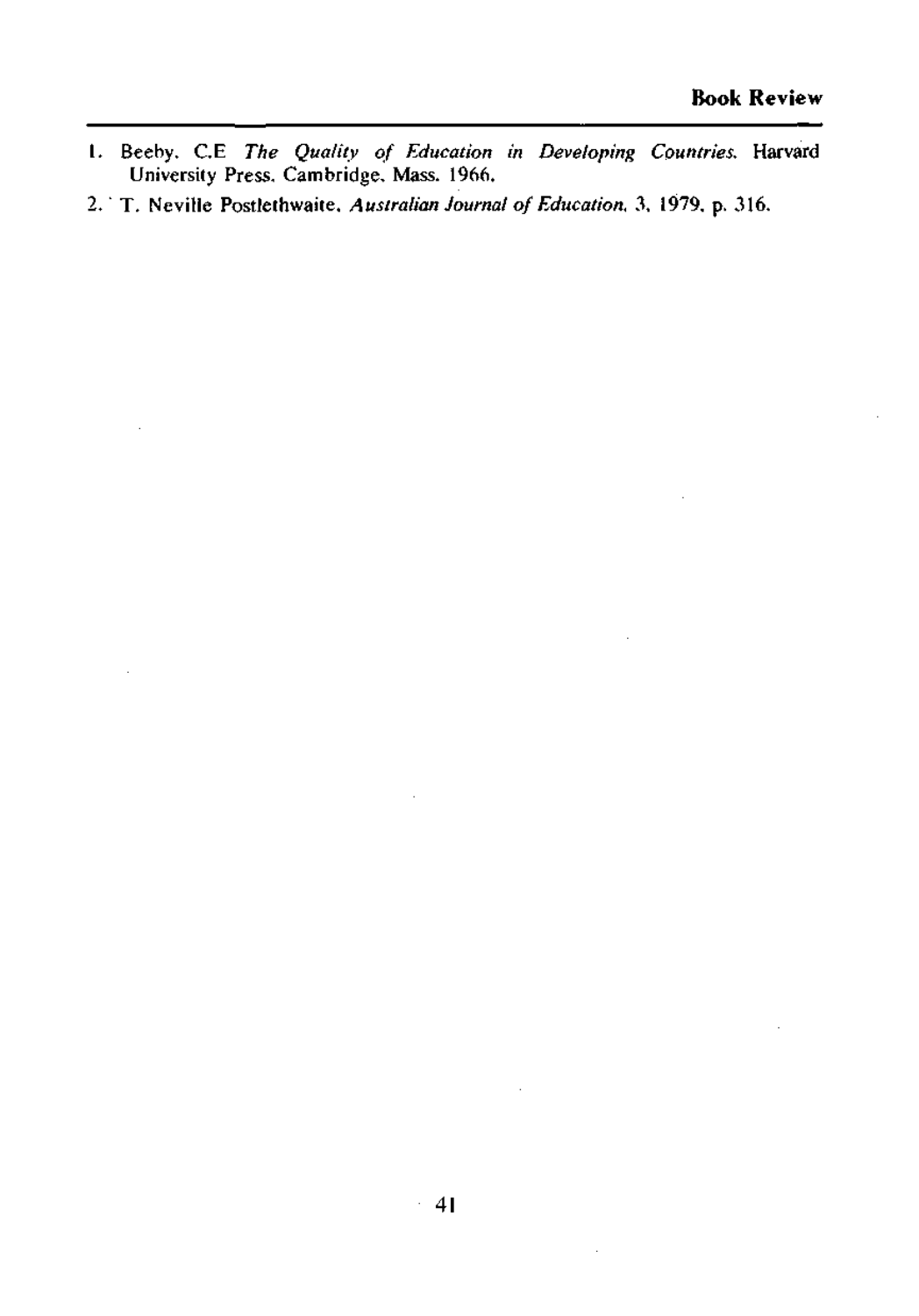1. Beeby. C.E *The Quality of Education in Developing Countries.* Harvard University Press. Cambridge. Mass. 1966.
2. T. Neville Postlethwaite. *Australian Journal of Education.* 3. 1979. p. 316.